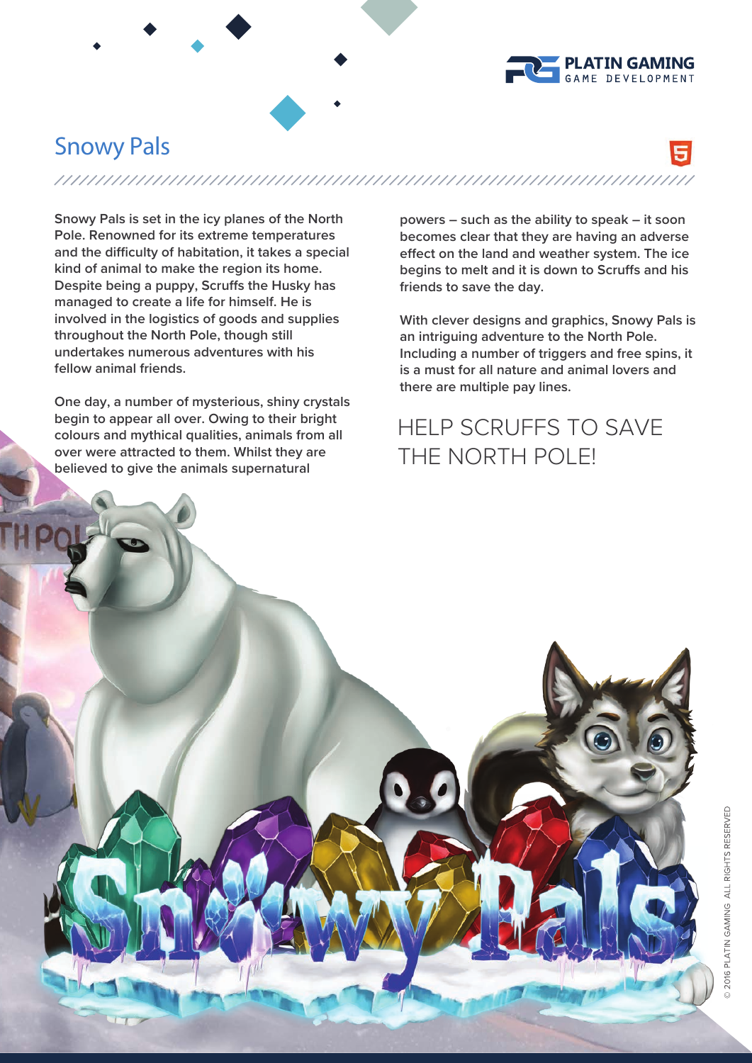# Snowy Pals

Snowy Pals is set in the icy planes of the North Pole. Renowned for its extreme temperatures and the difficulty of habitation, it takes a special kind of animal to make the region its home. Despite being a puppy, Scruffs the Husky has managed to create a life for himself. He is involved in the logistics of goods and supplies throughout the North Pole, though still undertakes numerous adventures with his fellow animal friends.

One day, a number of mysterious, shiny crystals begin to appear all over. Owing to their bright colours and mythical qualities, animals from all over were attracted to them. Whilst they are believed to give the animals supernatural powers – such as the ability to speak – it soon becomes clear that they are having an adverse effect on the land and weather system. The ice begins to melt and it is down to Scruffs and his friends to save the day.

With clever designs and graphics, Snowy Pals is an intriguing adventure to the North Pole. Including a number of triggers and free spins, it is a must for all nature and animal lovers and there are multiple pay lines.

## HELP SCRUFFS TO SAVE THE NORTH POLE!

© 2016 PLATIN GAMING ALL RIGHTS RESERVED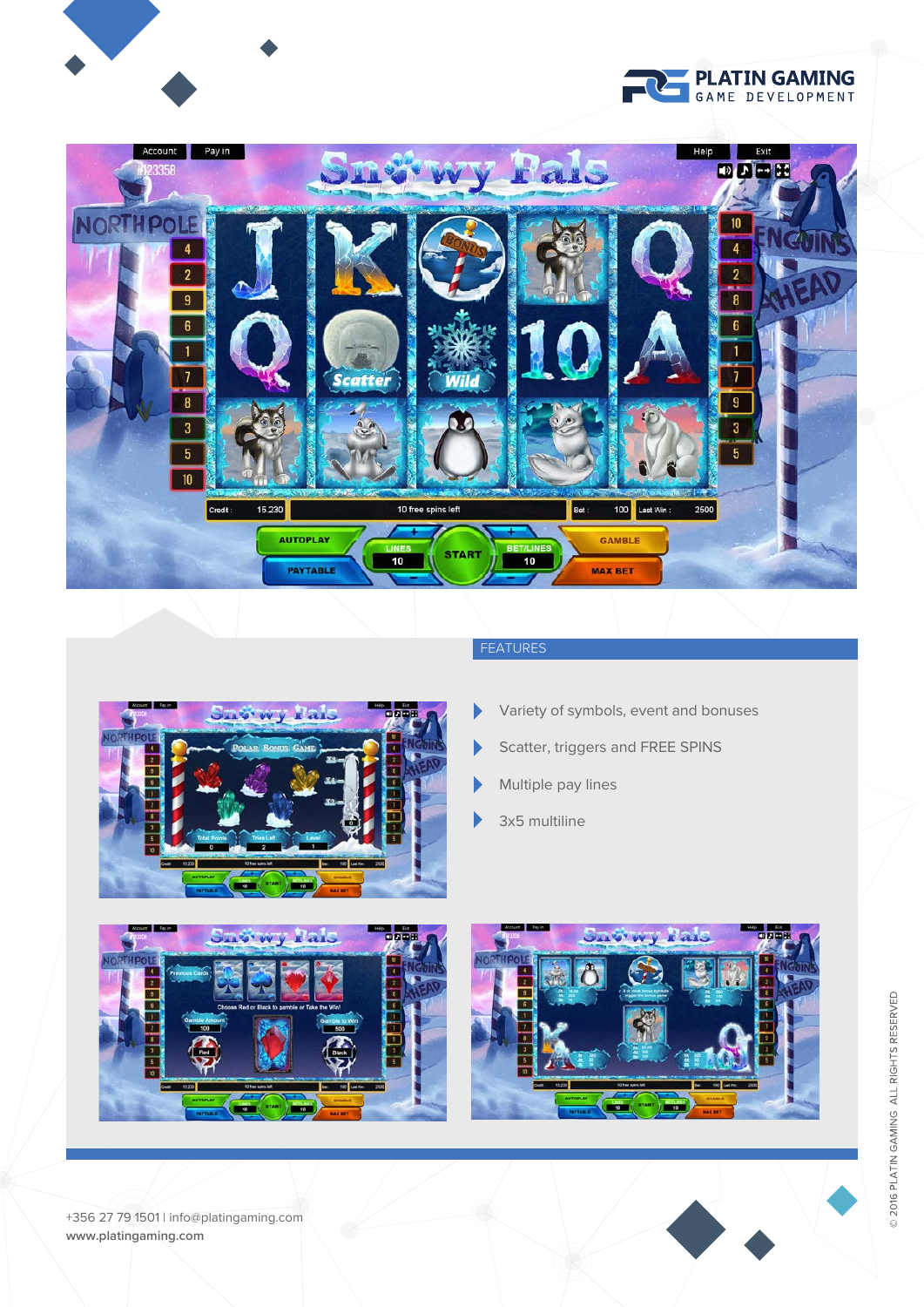PLATIN GAMING
GAME DEVELOPMENT

## FEATURES

- Variety of symbols, event and bonuses
- Scatter, triggers and FREE SPINS
- Multiple pay lines
- 3x5 multiline

+356 27 79 1501 | info@platingaming.com
www.platingaming.com

© 2016 PLATIN GAMING ALL RIGHTS RESERVED